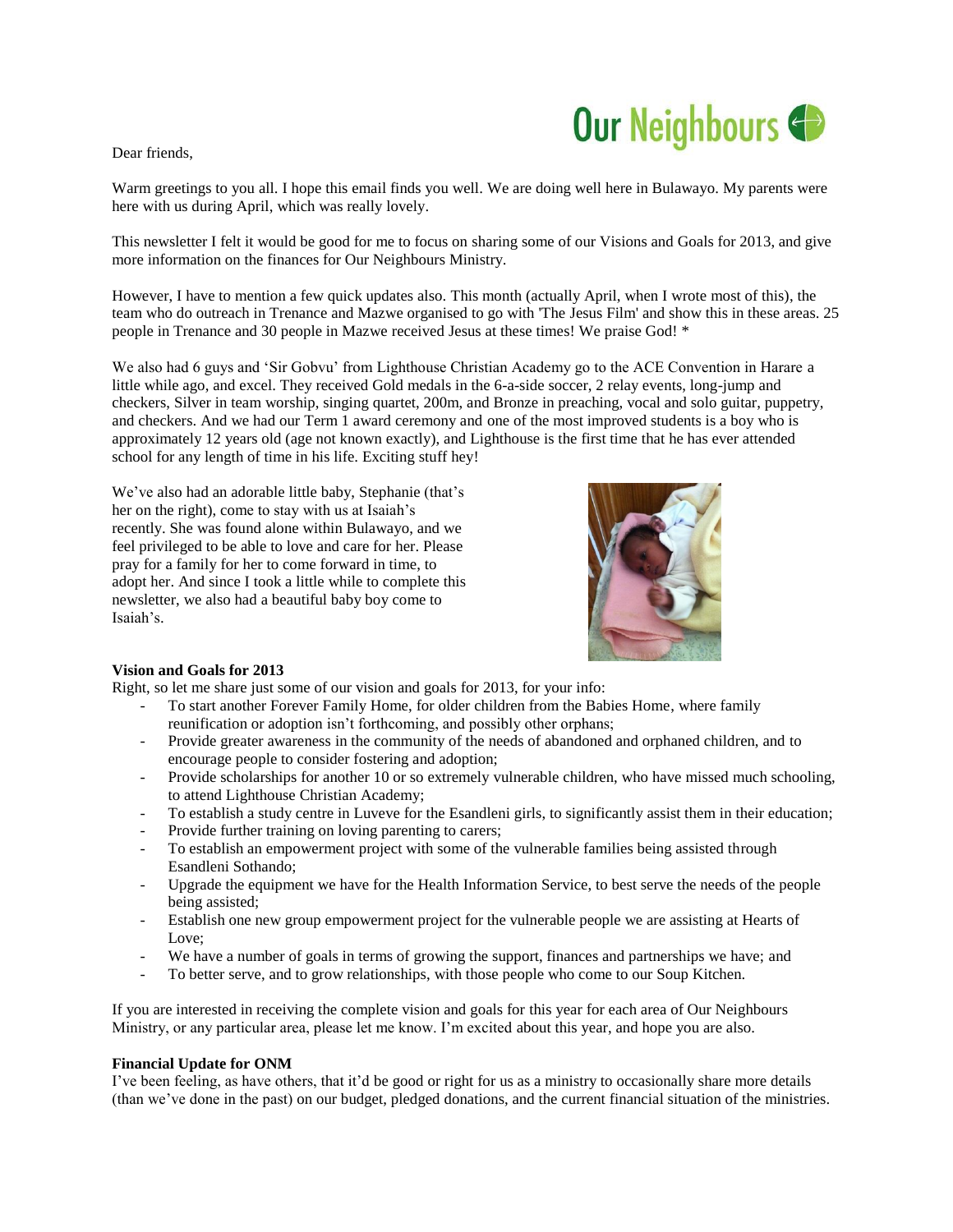Our Neighbours

Dear friends,

Warm greetings to you all. I hope this email finds you well. We are doing well here in Bulawayo. My parents were here with us during April, which was really lovely.

This newsletter I felt it would be good for me to focus on sharing some of our Visions and Goals for 2013, and give more information on the finances for Our Neighbours Ministry.

However, I have to mention a few quick updates also. This month (actually April, when I wrote most of this), the team who do outreach in Trenance and Mazwe organised to go with 'The Jesus Film' and show this in these areas. 25 people in Trenance and 30 people in Mazwe received Jesus at these times! We praise God! *

We also had 6 guys and 'Sir Gobvu' from Lighthouse Christian Academy go to the ACE Convention in Harare a little while ago, and excel. They received Gold medals in the 6-a-side soccer, 2 relay events, long-jump and checkers, Silver in team worship, singing quartet, 200m, and Bronze in preaching, vocal and solo guitar, puppetry, and checkers. And we had our Term 1 award ceremony and one of the most improved students is a boy who is approximately 12 years old (age not known exactly), and Lighthouse is the first time that he has ever attended school for any length of time in his life. Exciting stuff hey!

We've also had an adorable little baby, Stephanie (that's her on the right), come to stay with us at Isaiah's recently. She was found alone within Bulawayo, and we feel privileged to be able to love and care for her. Please pray for a family for her to come forward in time, to adopt her. And since I took a little while to complete this newsletter, we also had a beautiful baby boy come to Isaiah's.

**Vision and Goals for 2013**

Right, so let me share just some of our vision and goals for 2013, for your info:

- To start another Forever Family Home, for older children from the Babies Home, where family reunification or adoption isn't forthcoming, and possibly other orphans;
- Provide greater awareness in the community of the needs of abandoned and orphaned children, and to encourage people to consider fostering and adoption;
- Provide scholarships for another 10 or so extremely vulnerable children, who have missed much schooling, to attend Lighthouse Christian Academy;
- To establish a study centre in Luveve for the Esandleni girls, to significantly assist them in their education;
- Provide further training on loving parenting to carers;
- To establish an empowerment project with some of the vulnerable families being assisted through Esandleni Sothando;
- Upgrade the equipment we have for the Health Information Service, to best serve the needs of the people being assisted;
- Establish one new group empowerment project for the vulnerable people we are assisting at Hearts of Love;
- We have a number of goals in terms of growing the support, finances and partnerships we have; and
- To better serve, and to grow relationships, with those people who come to our Soup Kitchen.

If you are interested in receiving the complete vision and goals for this year for each area of Our Neighbours Ministry, or any particular area, please let me know. I'm excited about this year, and hope you are also.

**Financial Update for ONM**

I've been feeling, as have others, that it'd be good or right for us as a ministry to occasionally share more details (than we've done in the past) on our budget, pledged donations, and the current financial situation of the ministries.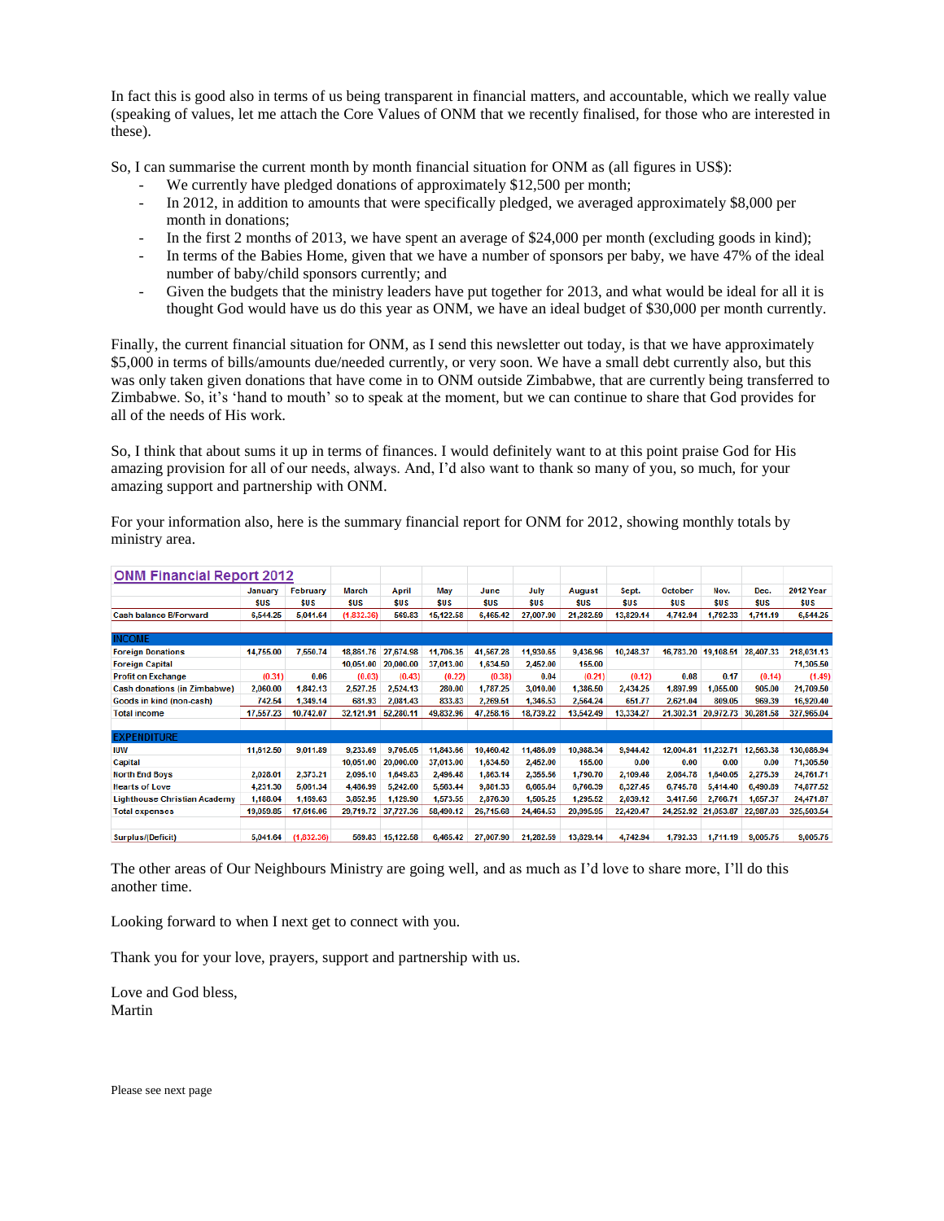In fact this is good also in terms of us being transparent in financial matters, and accountable, which we really value (speaking of values, let me attach the Core Values of ONM that we recently finalised, for those who are interested in these).

So, I can summarise the current month by month financial situation for ONM as (all figures in US$):

- We currently have pledged donations of approximately $12,500 per month;
- In 2012, in addition to amounts that were specifically pledged, we averaged approximately $8,000 per month in donations;
- In the first 2 months of 2013, we have spent an average of $24,000 per month (excluding goods in kind);
- In terms of the Babies Home, given that we have a number of sponsors per baby, we have 47% of the ideal number of baby/child sponsors currently; and
- Given the budgets that the ministry leaders have put together for 2013, and what would be ideal for all it is thought God would have us do this year as ONM, we have an ideal budget of $30,000 per month currently.

Finally, the current financial situation for ONM, as I send this newsletter out today, is that we have approximately $5,000 in terms of bills/amounts due/needed currently, or very soon. We have a small debt currently also, but this was only taken given donations that have come in to ONM outside Zimbabwe, that are currently being transferred to Zimbabwe. So, it's 'hand to mouth' so to speak at the moment, but we can continue to share that God provides for all of the needs of His work.

So, I think that about sums it up in terms of finances. I would definitely want to at this point praise God for His amazing provision for all of our needs, always. And, I'd also want to thank so many of you, so much, for your amazing support and partnership with ONM.

For your information also, here is the summary financial report for ONM for 2012, showing monthly totals by ministry area.

**ONM Financial Report 2012**

| | January | February | March | April | May | June | July | August | Sept. | October | Nov. | Dec. | 2012 Year |
|---|---|---|---|---|---|---|---|---|---|---|---|---|---|
| | $US | $US | $US | $US | $US | $US | $US | $US | $US | $US | $US | $US | $US |
| Cash balance B/Forward | 6,544.25 | 5,041.64 | (1,832.36) | 569.83 | 15,122.58 | 6,465.42 | 27,007.90 | 21,282.59 | 13,829.14 | 4,742.94 | 1,792.33 | 1,711.19 | 6,544.25 |
| **INCOME** | | | | | | | | | | | | | |
| Foreign Donations | 14,755.00 | 7,550.74 | 18,861.76 | 27,674.98 | 11,706.35 | 41,567.28 | 11,930.65 | 9,436.96 | 10,248.37 | 16,783.20 | 19,108.51 | 28,407.33 | 218,031.13 |
| Foreign Capital | | | 10,051.00 | 20,000.00 | 37,013.00 | 1,634.50 | 2,452.00 | 155.00 | | | | | 71,305.50 |
| Profit on Exchange | (0.31) | 0.06 | (0.03) | (0.43) | (0.22) | (0.38) | 0.04 | (0.21) | (0.12) | 0.08 | 0.17 | (0.14) | (1.49) |
| Cash donations (in Zimbabwe) | 2,060.00 | 1,842.13 | 2,527.25 | 2,524.13 | 280.00 | 1,787.25 | 3,010.00 | 1,386.50 | 2,434.25 | 1,897.99 | 1,055.00 | 905.00 | 21,709.50 |
| Goods in kind (non-cash) | 742.54 | 1,349.14 | 681.93 | 2,081.43 | 833.83 | 2,269.51 | 1,346.53 | 2,564.24 | 651.77 | 2,621.04 | 809.05 | 969.39 | 16,920.40 |
| Total income | 17,557.23 | 10,742.07 | 32,121.91 | 52,280.11 | 49,832.96 | 47,258.16 | 18,739.22 | 13,542.49 | 13,334.27 | 21,302.31 | 20,972.73 | 30,281.58 | 327,965.04 |
| **EXPENDITURE** | | | | | | | | | | | | | |
| IUW | 11,612.50 | 9,011.89 | 9,233.69 | 9,705.05 | 11,843.66 | 10,460.42 | 11,486.09 | 10,988.34 | 9,944.42 | 12,004.81 | 11,232.71 | 12,563.38 | 130,086.94 |
| Capital | | | 10,051.00 | 20,000.00 | 37,013.00 | 1,634.50 | 2,452.00 | 155.00 | 0.00 | 0.00 | 0.00 | 0.00 | 71,305.50 |
| North End Boys | 2,028.01 | 2,373.21 | 2,095.10 | 1,649.83 | 2,496.48 | 1,863.14 | 2,355.56 | 1,790.70 | 2,109.48 | 2,084.78 | 1,640.05 | 2,275.39 | 24,761.71 |
| Hearts of Love | 4,231.30 | 5,081.34 | 4,486.99 | 5,242.60 | 5,563.44 | 9,881.33 | 6,665.64 | 6,766.39 | 8,327.45 | 6,745.78 | 5,414.40 | 6,490.89 | 74,877.52 |
| Lighthouse Christian Academy | 1,188.04 | 1,169.63 | 3,852.95 | 1,129.90 | 1,573.55 | 2,876.30 | 1,505.25 | 1,295.52 | 2,039.12 | 3,417.56 | 2,766.71 | 1,657.37 | 24,471.87 |
| Total expenses | 19,059.85 | 17,616.06 | 29,719.72 | 37,727.36 | 58,490.12 | 26,715.68 | 24,464.53 | 20,995.95 | 22,420.47 | 24,252.92 | 21,053.87 | 22,987.03 | 325,503.54 |
| Surplus/(Deficit) | 5,041.64 | (1,832.36) | 569.83 | 15,122.58 | 6,465.42 | 27,007.90 | 21,282.59 | 13,829.14 | 4,742.94 | 1,792.33 | 1,711.19 | 9,005.75 | 9,005.75 |

The other areas of Our Neighbours Ministry are going well, and as much as I'd love to share more, I'll do this another time.

Looking forward to when I next get to connect with you.

Thank you for your love, prayers, support and partnership with us.

Love and God bless,
Martin

Please see next page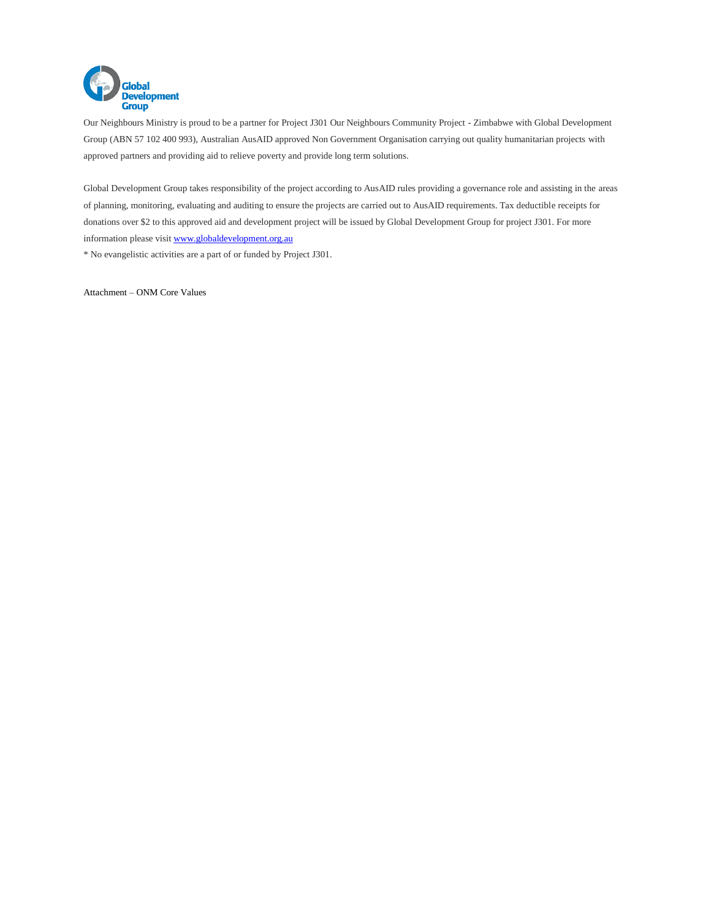Our Neighbours Ministry is proud to be a partner for Project J301 Our Neighbours Community Project - Zimbabwe with Global Development Group (ABN 57 102 400 993), Australian AusAID approved Non Government Organisation carrying out quality humanitarian projects with approved partners and providing aid to relieve poverty and provide long term solutions.

Global Development Group takes responsibility of the project according to AusAID rules providing a governance role and assisting in the areas of planning, monitoring, evaluating and auditing to ensure the projects are carried out to AusAID requirements. Tax deductible receipts for donations over $2 to this approved aid and development project will be issued by Global Development Group for project J301. For more information please visit [www.globaldevelopment.org.au](http://www.globaldevelopment.org.au)

* No evangelistic activities are a part of or funded by Project J301.

Attachment – ONM Core Values